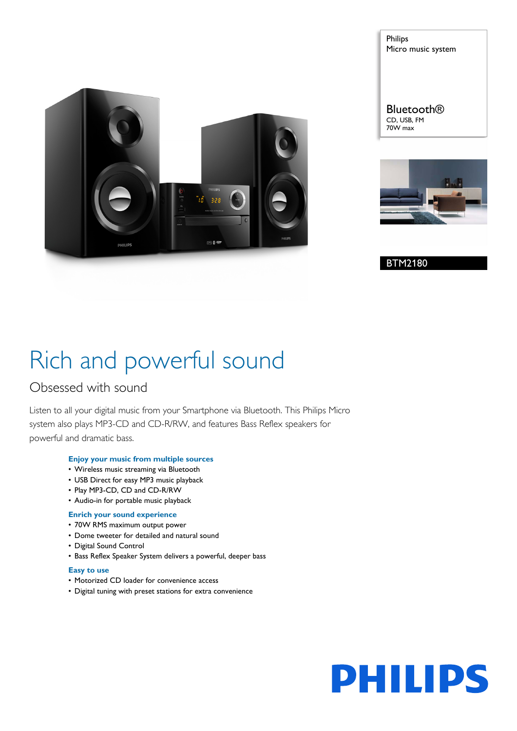Philips
Micro music system

Bluetooth®
CD, USB, FM
70W max

BTM2180

# Rich and powerful sound

## Obsessed with sound

Listen to all your digital music from your Smartphone via Bluetooth. This Philips Micro system also plays MP3-CD and CD-R/RW, and features Bass Reflex speakers for powerful and dramatic bass.

### Enjoy your music from multiple sources
- Wireless music streaming via Bluetooth
- USB Direct for easy MP3 music playback
- Play MP3-CD, CD and CD-R/RW
- Audio-in for portable music playback

### Enrich your sound experience
- 70W RMS maximum output power
- Dome tweeter for detailed and natural sound
- Digital Sound Control
- Bass Reflex Speaker System delivers a powerful, deeper bass

### Easy to use
- Motorized CD loader for convenience access
- Digital tuning with preset stations for extra convenience

PHILIPS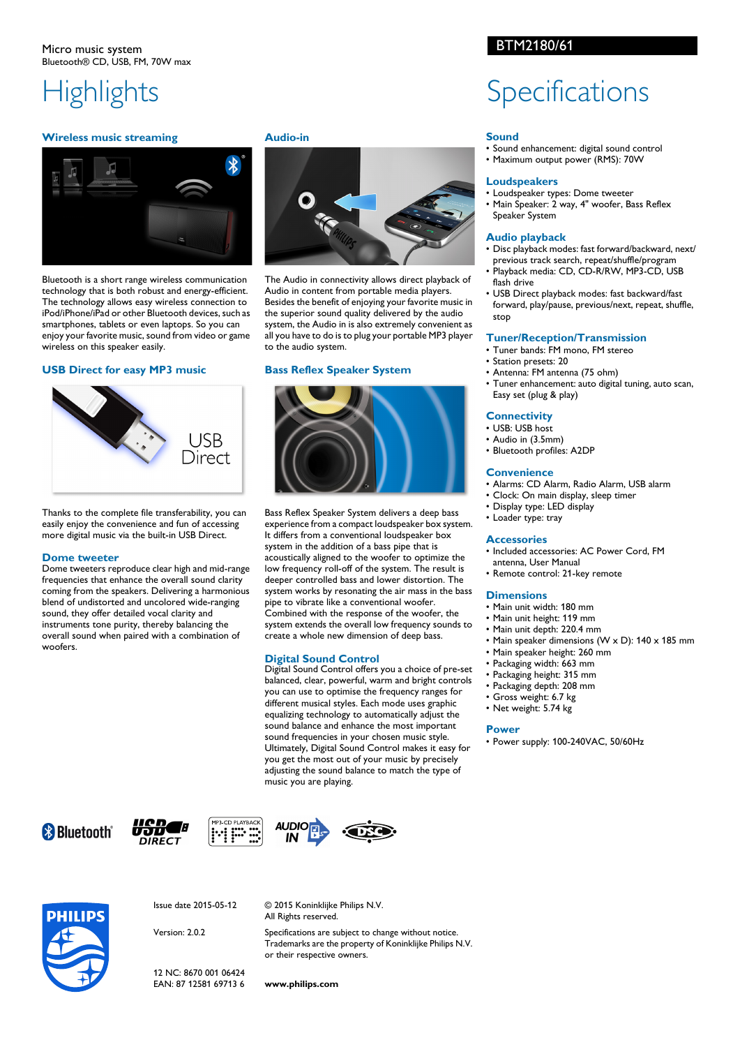Micro music system
Bluetooth® CD, USB, FM, 70W max

BTM2180/61

# Highlights

## Wireless music streaming

Bluetooth is a short range wireless communication technology that is both robust and energy-efficient. The technology allows easy wireless connection to iPod/iPhone/iPad or other Bluetooth devices, such as smartphones, tablets or even laptops. So you can enjoy your favorite music, sound from video or game wireless on this speaker easily.

## USB Direct for easy MP3 music

USB Direct

Thanks to the complete file transferability, you can easily enjoy the convenience and fun of accessing more digital music via the built-in USB Direct.

## Dome tweeter

Dome tweeters reproduce clear high and mid-range frequencies that enhance the overall sound clarity coming from the speakers. Delivering a harmonious blend of undistorted and uncolored wide-ranging sound, they offer detailed vocal clarity and instruments tone purity, thereby balancing the overall sound when paired with a combination of woofers.

## Audio-in

The Audio in connectivity allows direct playback of Audio in content from portable media players. Besides the benefit of enjoying your favorite music in the superior sound quality delivered by the audio system, the Audio in is also extremely convenient as all you have to do is to plug your portable MP3 player to the audio system.

## Bass Reflex Speaker System

Bass Reflex Speaker System delivers a deep bass experience from a compact loudspeaker box system. It differs from a conventional loudspeaker box system in the addition of a bass pipe that is acoustically aligned to the woofer to optimize the low frequency roll-off of the system. The result is deeper controlled bass and lower distortion. The system works by resonating the air mass in the bass pipe to vibrate like a conventional woofer. Combined with the response of the woofer, the system extends the overall low frequency sounds to create a whole new dimension of deep bass.

## Digital Sound Control

Digital Sound Control offers you a choice of pre-set balanced, clear, powerful, warm and bright controls you can use to optimise the frequency ranges for different musical styles. Each mode uses graphic equalizing technology to automatically adjust the sound balance and enhance the most important sound frequencies in your chosen music style. Ultimately, Digital Sound Control makes it easy for you get the most out of your music by precisely adjusting the sound balance to match the type of music you are playing.

# Specifications

## Sound

- Sound enhancement: digital sound control
- Maximum output power (RMS): 70W

## Loudspeakers

- Loudspeaker types: Dome tweeter
- Main Speaker: 2 way, 4" woofer, Bass Reflex Speaker System

## Audio playback

- Disc playback modes: fast forward/backward, next/ previous track search, repeat/shuffle/program
- Playback media: CD, CD-R/RW, MP3-CD, USB flash drive
- USB Direct playback modes: fast backward/fast forward, play/pause, previous/next, repeat, shuffle, stop

## Tuner/Reception/Transmission

- Tuner bands: FM mono, FM stereo
- Station presets: 20
- Antenna: FM antenna (75 ohm)
- Tuner enhancement: auto digital tuning, auto scan, Easy set (plug & play)

## Connectivity

- USB: USB host
- Audio in (3.5mm)
- Bluetooth profiles: A2DP

## Convenience

- Alarms: CD Alarm, Radio Alarm, USB alarm
- Clock: On main display, sleep timer
- Display type: LED display
- Loader type: tray

## Accessories

- Included accessories: AC Power Cord, FM antenna, User Manual
- Remote control: 21-key remote

## Dimensions

- Main unit width: 180 mm
- Main unit height: 119 mm
- Main unit depth: 220.4 mm
- Main speaker dimensions (W x D): 140 x 185 mm
- Main speaker height: 260 mm
- Packaging width: 663 mm
- Packaging height: 315 mm
- Packaging depth: 208 mm
- Gross weight: 6.7 kg
- Net weight: 5.74 kg

## Power

- Power supply: 100-240VAC, 50/60Hz

Issue date 2015-05-12

Version: 2.0.2

12 NC: 8670 001 06424
EAN: 87 12581 69713 6

© 2015 Koninklijke Philips N.V.
All Rights reserved.

Specifications are subject to change without notice. Trademarks are the property of Koninklijke Philips N.V. or their respective owners.

**www.philips.com**